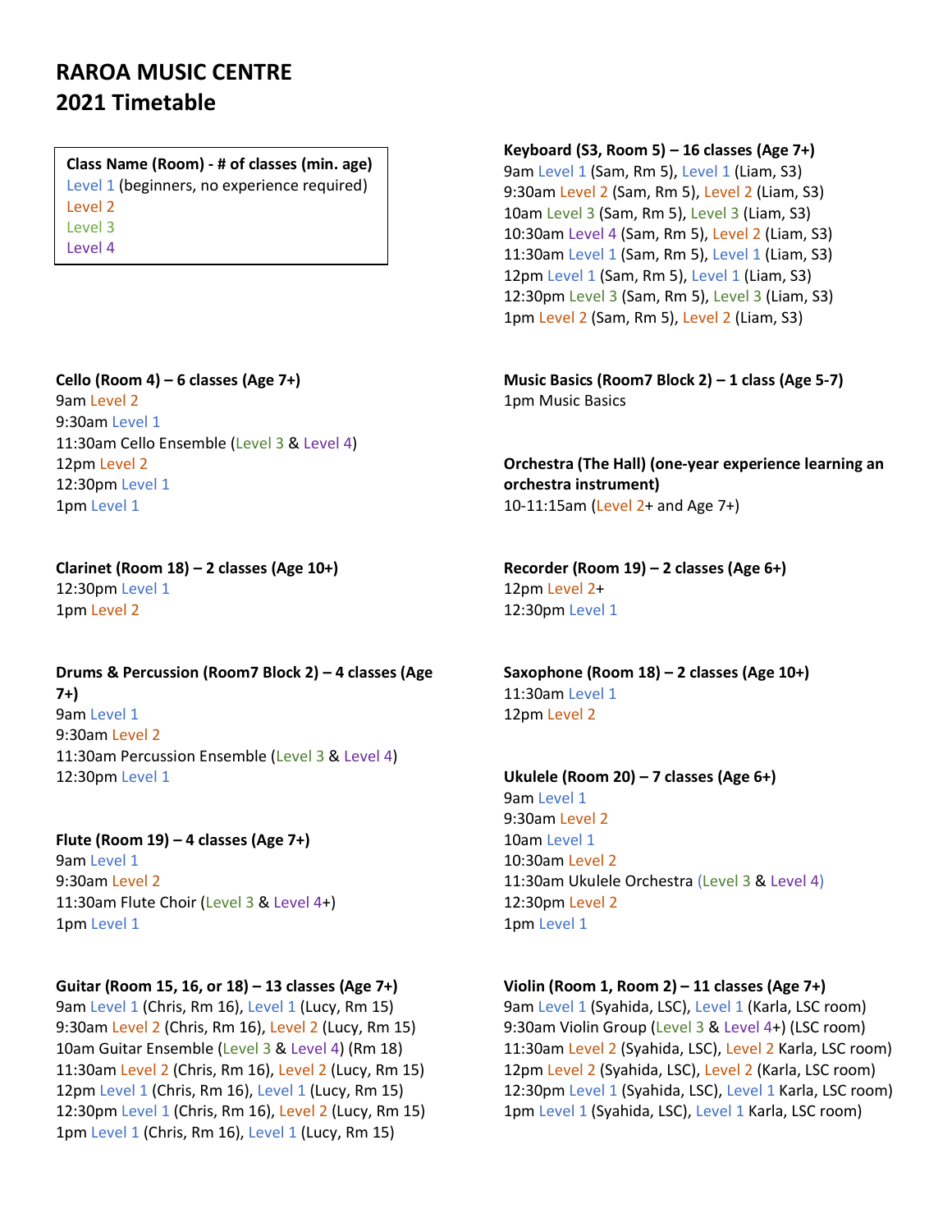# RAROA MUSIC CENTRE
# 2021 Timetable

**Class Name (Room) - # of classes (min. age)**
Level 1 (beginners, no experience required)
Level 2
Level 3
Level 4

**Cello (Room 4) – 6 classes (Age 7+)**
9am Level 2
9:30am Level 1
11:30am Cello Ensemble (Level 3 & Level 4)
12pm Level 2
12:30pm Level 1
1pm Level 1

**Clarinet (Room 18) – 2 classes (Age 10+)**
12:30pm Level 1
1pm Level 2

**Drums & Percussion (Room7 Block 2) – 4 classes (Age 7+)**
9am Level 1
9:30am Level 2
11:30am Percussion Ensemble (Level 3 & Level 4)
12:30pm Level 1

**Flute (Room 19) – 4 classes (Age 7+)**
9am Level 1
9:30am Level 2
11:30am Flute Choir (Level 3 & Level 4+)
1pm Level 1

**Guitar (Room 15, 16, or 18) – 13 classes (Age 7+)**
9am Level 1 (Chris, Rm 16), Level 1 (Lucy, Rm 15)
9:30am Level 2 (Chris, Rm 16), Level 2 (Lucy, Rm 15)
10am Guitar Ensemble (Level 3 & Level 4) (Rm 18)
11:30am Level 2 (Chris, Rm 16), Level 2 (Lucy, Rm 15)
12pm Level 1 (Chris, Rm 16), Level 1 (Lucy, Rm 15)
12:30pm Level 1 (Chris, Rm 16), Level 2 (Lucy, Rm 15)
1pm Level 1 (Chris, Rm 16), Level 1 (Lucy, Rm 15)

**Keyboard (S3, Room 5) – 16 classes (Age 7+)**
9am Level 1 (Sam, Rm 5), Level 1 (Liam, S3)
9:30am Level 2 (Sam, Rm 5), Level 2 (Liam, S3)
10am Level 3 (Sam, Rm 5), Level 3 (Liam, S3)
10:30am Level 4 (Sam, Rm 5), Level 2 (Liam, S3)
11:30am Level 1 (Sam, Rm 5), Level 1 (Liam, S3)
12pm Level 1 (Sam, Rm 5), Level 1 (Liam, S3)
12:30pm Level 3 (Sam, Rm 5), Level 3 (Liam, S3)
1pm Level 2 (Sam, Rm 5), Level 2 (Liam, S3)

**Music Basics (Room7 Block 2) – 1 class (Age 5-7)**
1pm Music Basics

**Orchestra (The Hall) (one-year experience learning an orchestra instrument)**
10-11:15am (Level 2+ and Age 7+)

**Recorder (Room 19) – 2 classes (Age 6+)**
12pm Level 2+
12:30pm Level 1

**Saxophone (Room 18) – 2 classes (Age 10+)**
11:30am Level 1
12pm Level 2

**Ukulele (Room 20) – 7 classes (Age 6+)**
9am Level 1
9:30am Level 2
10am Level 1
10:30am Level 2
11:30am Ukulele Orchestra (Level 3 & Level 4)
12:30pm Level 2
1pm Level 1

**Violin (Room 1, Room 2) – 11 classes (Age 7+)**
9am Level 1 (Syahida, LSC), Level 1 (Karla, LSC room)
9:30am Violin Group (Level 3 & Level 4+) (LSC room)
11:30am Level 2 (Syahida, LSC), Level 2 Karla, LSC room)
12pm Level 2 (Syahida, LSC), Level 2 (Karla, LSC room)
12:30pm Level 1 (Syahida, LSC), Level 1 Karla, LSC room)
1pm Level 1 (Syahida, LSC), Level 1 Karla, LSC room)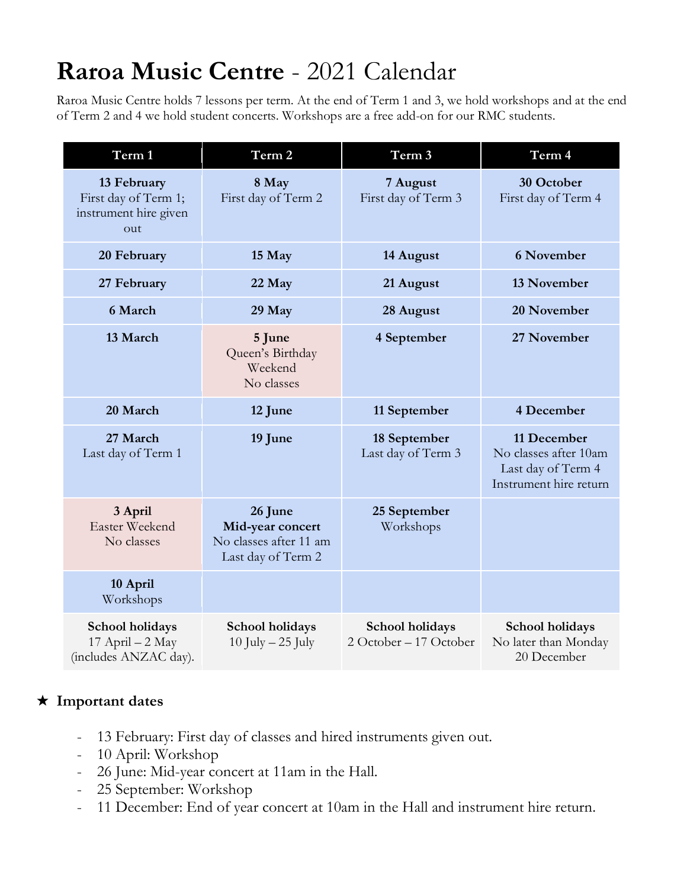# **Raroa Music Centre** - 2021 Calendar

Raroa Music Centre holds 7 lessons per term. At the end of Term 1 and 3, we hold workshops and at the end of Term 2 and 4 we hold student concerts. Workshops are a free add-on for our RMC students.

| Term 1 | Term 2 | Term 3 | Term 4 |
|---|---|---|---|
| **13 February** First day of Term 1; instrument hire given out | **8 May** First day of Term 2 | **7 August** First day of Term 3 | **30 October** First day of Term 4 |
| **20 February** | **15 May** | **14 August** | **6 November** |
| **27 February** | **22 May** | **21 August** | **13 November** |
| **6 March** | **29 May** | **28 August** | **20 November** |
| **13 March** | **5 June** Queen's Birthday Weekend No classes | **4 September** | **27 November** |
| **20 March** | **12 June** | **11 September** | **4 December** |
| **27 March** Last day of Term 1 | **19 June** | **18 September** Last day of Term 3 | **11 December** No classes after 10am Last day of Term 4 Instrument hire return |
| **3 April** Easter Weekend No classes | **26 June** **Mid-year concert** No classes after 11 am Last day of Term 2 | **25 September** Workshops | |
| **10 April** Workshops | | | |
| **School holidays** 17 April – 2 May (includes ANZAC day). | **School holidays** 10 July – 25 July | **School holidays** 2 October – 17 October | **School holidays** No later than Monday 20 December |

## ★ Important dates

- 13 February: First day of classes and hired instruments given out.
- 10 April: Workshop
- 26 June: Mid-year concert at 11am in the Hall.
- 25 September: Workshop
- 11 December: End of year concert at 10am in the Hall and instrument hire return.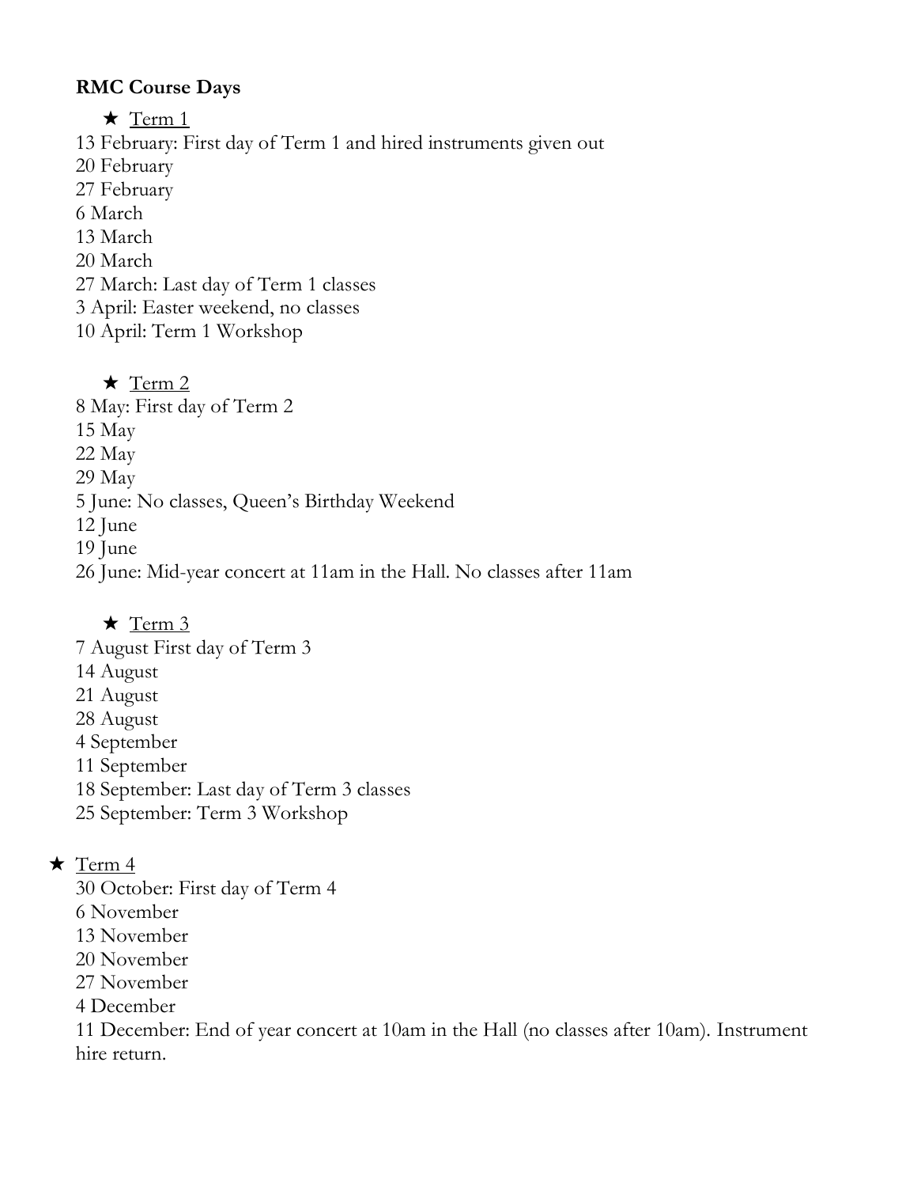**RMC Course Days**

★ Term 1

13 February: First day of Term 1 and hired instruments given out
20 February
27 February
6 March
13 March
20 March
27 March: Last day of Term 1 classes
3 April: Easter weekend, no classes
10 April: Term 1 Workshop

★ Term 2

8 May: First day of Term 2
15 May
22 May
29 May
5 June: No classes, Queen's Birthday Weekend
12 June
19 June
26 June: Mid-year concert at 11am in the Hall. No classes after 11am

★ Term 3

7 August First day of Term 3
14 August
21 August
28 August
4 September
11 September
18 September: Last day of Term 3 classes
25 September: Term 3 Workshop

★ Term 4

30 October: First day of Term 4
6 November
13 November
20 November
27 November
4 December
11 December: End of year concert at 10am in the Hall (no classes after 10am). Instrument hire return.